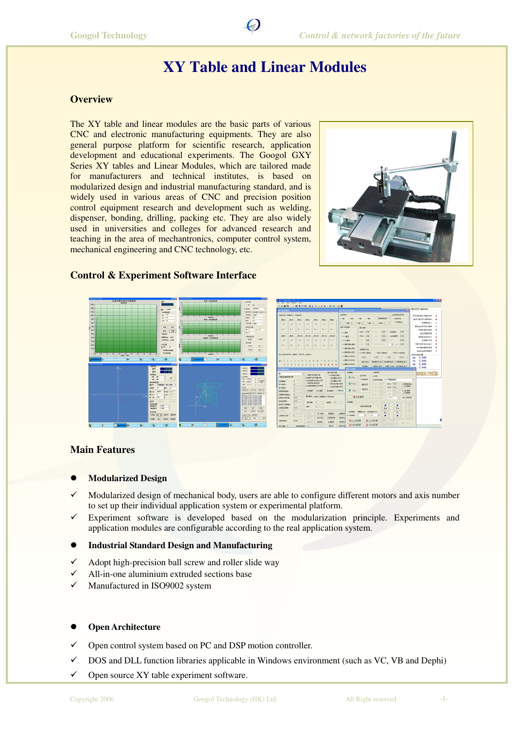# XY Table and Linear Modules

## Overview

The XY table and linear modules are the basic parts of various CNC and electronic manufacturing equipments. They are also general purpose platform for scientific research, application development and educational experiments. The Googol GXY Series XY tables and Linear Modules, which are tailored made for manufacturers and technical institutes, is based on modularized design and industrial manufacturing standard, and is widely used in various areas of CNC and precision position control equipment research and development such as welding, dispenser, bonding, drilling, packing etc. They are also widely used in universities and colleges for advanced research and teaching in the area of mechantronics, computer control system, mechanical engineering and CNC technology, etc.

## Control & Experiment Software Interface

## Main Features

- **Modularized Design**

✓ Modularized design of mechanical body, users are able to configure different motors and axis number to set up their individual application system or experimental platform.

✓ Experiment software is developed based on the modularization principle. Experiments and application modules are configurable according to the real application system.

- **Industrial Standard Design and Manufacturing**

✓ Adopt high-precision ball screw and roller slide way

✓ All-in-one aluminium extruded sections base

✓ Manufactured in ISO9002 system

- **Open Architecture**

✓ Open control system based on PC and DSP motion controller.

✓ DOS and DLL function libraries applicable in Windows environment (such as VC, VB and Dephi)

✓ Open source XY table experiment software.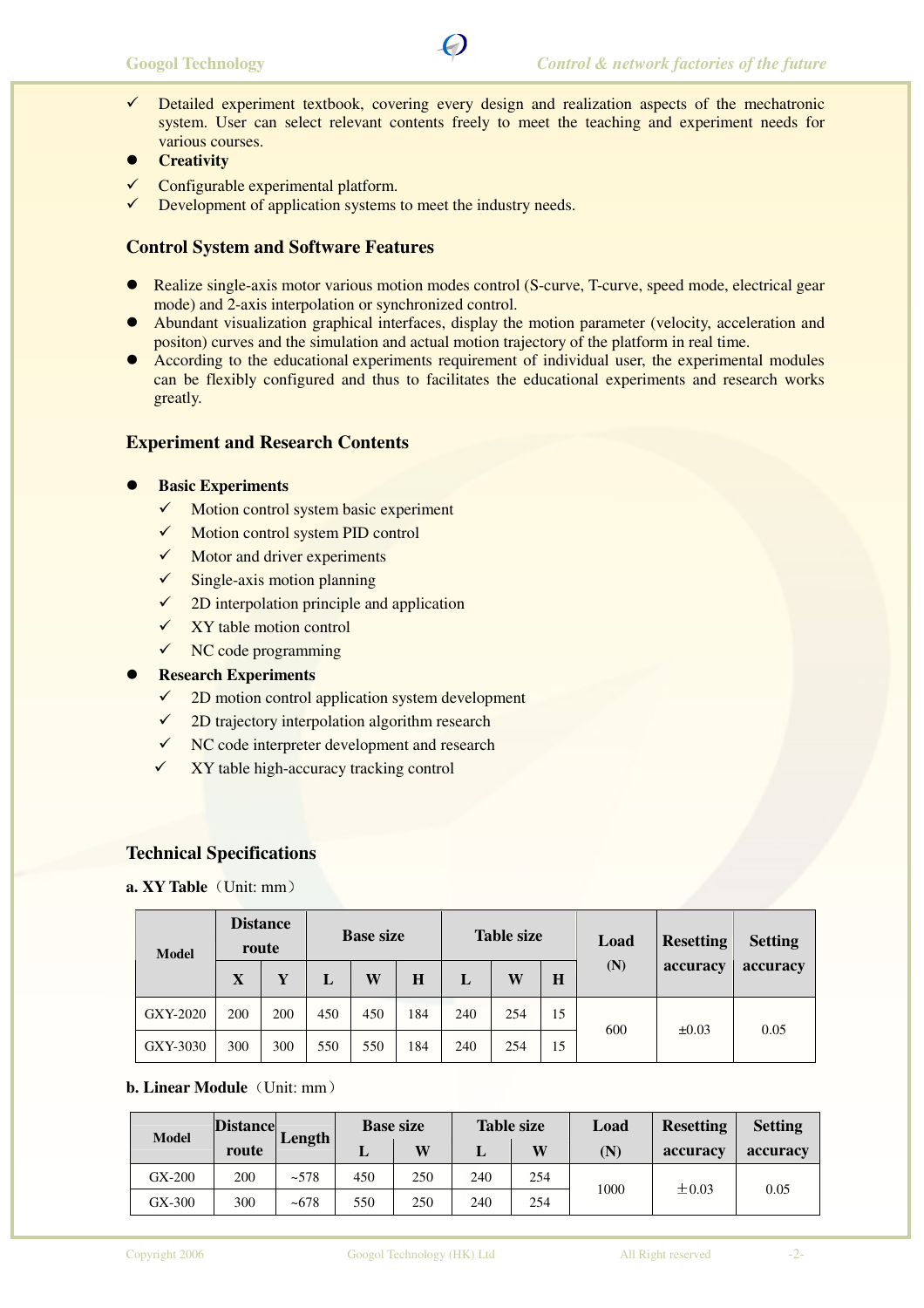- ✓ Detailed experiment textbook, covering every design and realization aspects of the mechatronic system. User can select relevant contents freely to meet the teaching and experiment needs for various courses.
- **Creativity**
- ✓ Configurable experimental platform.
- ✓ Development of application systems to meet the industry needs.

## Control System and Software Features

- Realize single-axis motor various motion modes control (S-curve, T-curve, speed mode, electrical gear mode) and 2-axis interpolation or synchronized control.
- Abundant visualization graphical interfaces, display the motion parameter (velocity, acceleration and positon) curves and the simulation and actual motion trajectory of the platform in real time.
- According to the educational experiments requirement of individual user, the experimental modules can be flexibly configured and thus to facilitates the educational experiments and research works greatly.

## Experiment and Research Contents

- **Basic Experiments**
  - ✓ Motion control system basic experiment
  - ✓ Motion control system PID control
  - ✓ Motor and driver experiments
  - ✓ Single-axis motion planning
  - ✓ 2D interpolation principle and application
  - ✓ XY table motion control
  - ✓ NC code programming
- **Research Experiments**
  - ✓ 2D motion control application system development
  - ✓ 2D trajectory interpolation algorithm research
  - ✓ NC code interpreter development and research
  - ✓ XY table high-accuracy tracking control

## Technical Specifications

**a. XY Table**（Unit: mm）

| Model | Distance route | | Base size | | | Table size | | | Load (N) | Resetting accuracy | Setting accuracy |
|---|---|---|---|---|---|---|---|---|---|---|---|
| | X | Y | L | W | H | L | W | H | | | |
| GXY-2020 | 200 | 200 | 450 | 450 | 184 | 240 | 254 | 15 | 600 | ±0.03 | 0.05 |
| GXY-3030 | 300 | 300 | 550 | 550 | 184 | 240 | 254 | 15 | | | |

**b. Linear Module**（Unit: mm）

| Model | Distance route | Length | Base size | | Table size | | Load (N) | Resetting accuracy | Setting accuracy |
|---|---|---|---|---|---|---|---|---|---|
| | | | L | W | L | W | | | |
| GX-200 | 200 | ~578 | 450 | 250 | 240 | 254 | 1000 | ±0.03 | 0.05 |
| GX-300 | 300 | ~678 | 550 | 250 | 240 | 254 | | | |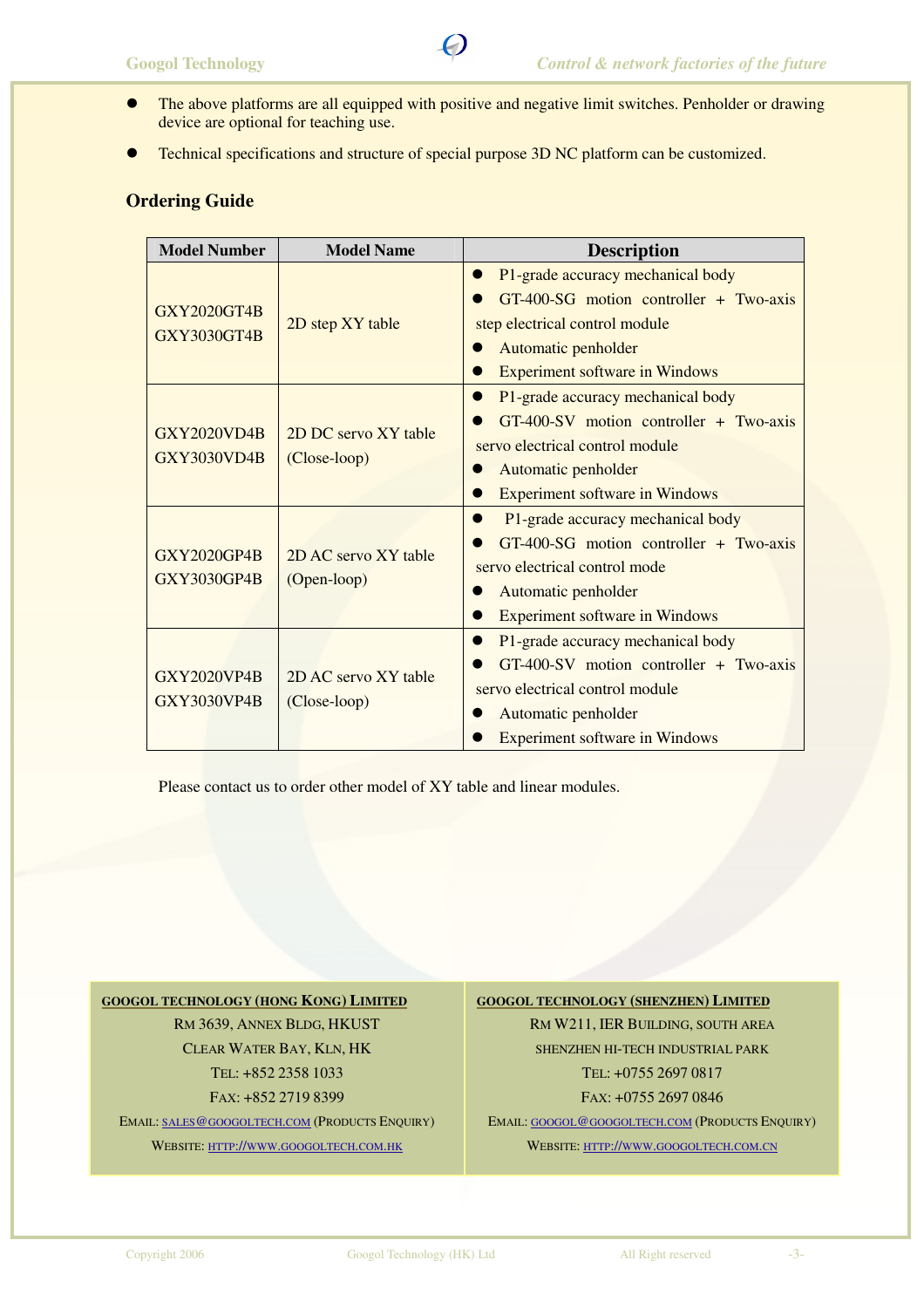- The above platforms are all equipped with positive and negative limit switches. Penholder or drawing device are optional for teaching use.
- Technical specifications and structure of special purpose 3D NC platform can be customized.

## Ordering Guide

| Model Number | Model Name | Description |
|---|---|---|
| GXY2020GT4B<br>GXY3030GT4B | 2D step XY table | • P1-grade accuracy mechanical body<br>• GT-400-SG motion controller + Two-axis step electrical control module<br>• Automatic penholder<br>• Experiment software in Windows |
| GXY2020VD4B<br>GXY3030VD4B | 2D DC servo XY table (Close-loop) | • P1-grade accuracy mechanical body<br>• GT-400-SV motion controller + Two-axis servo electrical control module<br>• Automatic penholder<br>• Experiment software in Windows |
| GXY2020GP4B<br>GXY3030GP4B | 2D AC servo XY table (Open-loop) | • P1-grade accuracy mechanical body<br>• GT-400-SG motion controller + Two-axis servo electrical control mode<br>• Automatic penholder<br>• Experiment software in Windows |
| GXY2020VP4B<br>GXY3030VP4B | 2D AC servo XY table (Close-loop) | • P1-grade accuracy mechanical body<br>• GT-400-SV motion controller + Two-axis servo electrical control module<br>• Automatic penholder<br>• Experiment software in Windows |

Please contact us to order other model of XY table and linear modules.

**GOOGOL TECHNOLOGY (HONG KONG) LIMITED**
RM 3639, ANNEX BLDG, HKUST
CLEAR WATER BAY, KLN, HK
TEL: +852 2358 1033
FAX: +852 2719 8399
EMAIL: SALES@GOOGOLTECH.COM (PRODUCTS ENQUIRY)
WEBSITE: HTTP://WWW.GOOGOLTECH.COM.HK

**GOOGOL TECHNOLOGY (SHENZHEN) LIMITED**
RM W211, IER BUILDING, SOUTH AREA
SHENZHEN HI-TECH INDUSTRIAL PARK
TEL: +0755 2697 0817
FAX: +0755 2697 0846
EMAIL: GOOGOL@GOOGOLTECH.COM (PRODUCTS ENQUIRY)
WEBSITE: HTTP://WWW.GOOGOLTECH.COM.CN